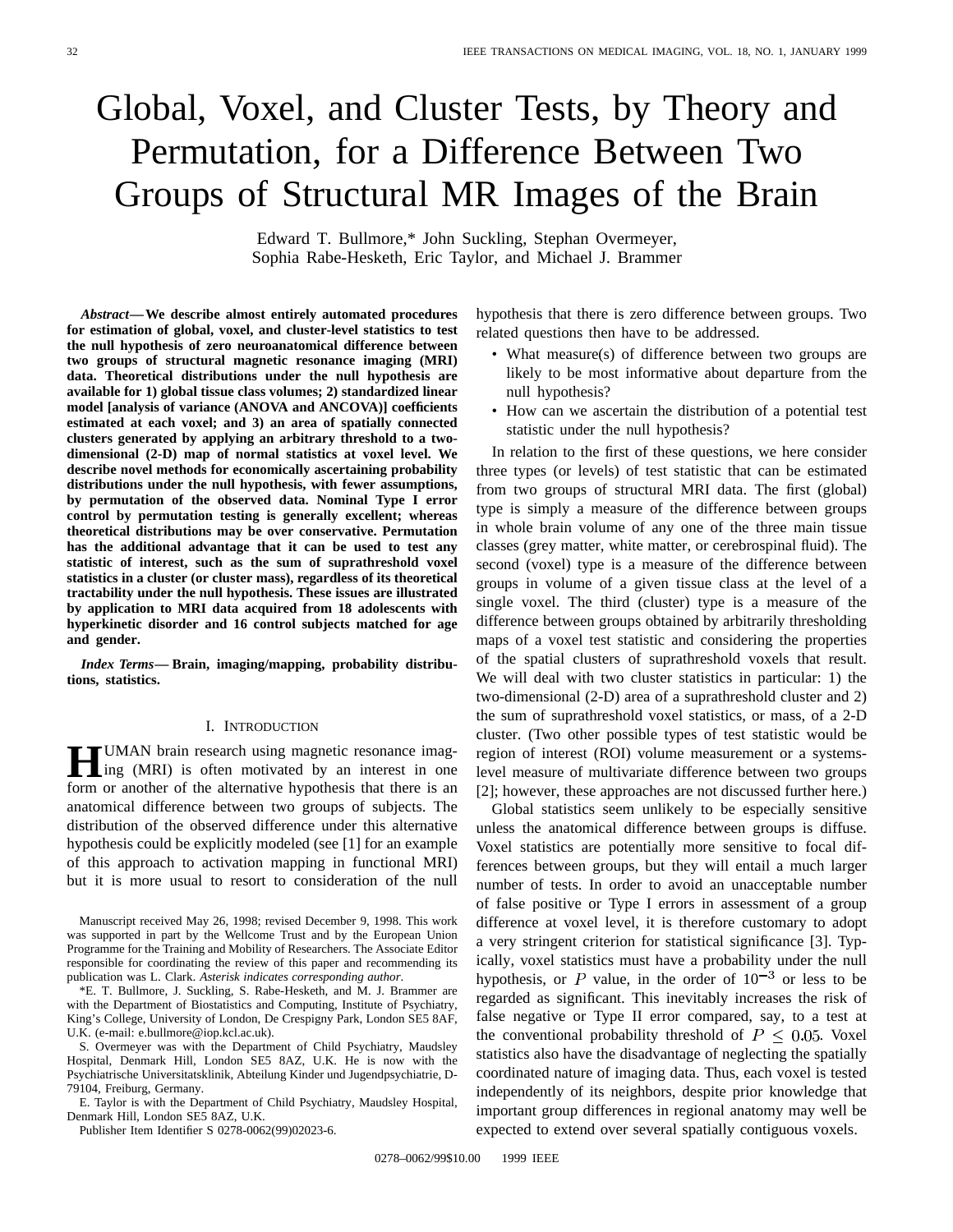# Global, Voxel, and Cluster Tests, by Theory and Permutation, for a Difference Between Two Groups of Structural MR Images of the Brain

Edward T. Bullmore,* John Suckling, Stephan Overmeyer, Sophia Rabe-Hesketh, Eric Taylor, and Michael J. Brammer

***Abstract*— We describe almost entirely automated procedures for estimation of global, voxel, and cluster-level statistics to test the null hypothesis of zero neuroanatomical difference between two groups of structural magnetic resonance imaging (MRI) data. Theoretical distributions under the null hypothesis are available for 1) global tissue class volumes; 2) standardized linear model [analysis of variance (ANOVA and ANCOVA)] coefficients estimated at each voxel; and 3) an area of spatially connected clusters generated by applying an arbitrary threshold to a two-dimensional (2-D) map of normal statistics at voxel level. We describe novel methods for economically ascertaining probability distributions under the null hypothesis, with fewer assumptions, by permutation of the observed data. Nominal Type I error control by permutation testing is generally excellent; whereas theoretical distributions may be over conservative. Permutation has the additional advantage that it can be used to test any statistic of interest, such as the sum of suprathreshold voxel statistics in a cluster (or cluster mass), regardless of its theoretical tractability under the null hypothesis. These issues are illustrated by application to MRI data acquired from 18 adolescents with hyperkinetic disorder and 16 control subjects matched for age and gender.**

***Index Terms*— Brain, imaging/mapping, probability distributions, statistics.**

## I. Introduction

Human brain research using magnetic resonance imaging (MRI) is often motivated by an interest in one form or another of the alternative hypothesis that there is an anatomical difference between two groups of subjects. The distribution of the observed difference under this alternative hypothesis could be explicitly modeled (see [1] for an example of this approach to activation mapping in functional MRI) but it is more usual to resort to consideration of the null hypothesis that there is zero difference between groups. Two related questions then have to be addressed.

- What measure(s) of difference between two groups are likely to be most informative about departure from the null hypothesis?
- How can we ascertain the distribution of a potential test statistic under the null hypothesis?

In relation to the first of these questions, we here consider three types (or levels) of test statistic that can be estimated from two groups of structural MRI data. The first (global) type is simply a measure of the difference between groups in whole brain volume of any one of the three main tissue classes (grey matter, white matter, or cerebrospinal fluid). The second (voxel) type is a measure of the difference between groups in volume of a given tissue class at the level of a single voxel. The third (cluster) type is a measure of the difference between groups obtained by arbitrarily thresholding maps of a voxel test statistic and considering the properties of the spatial clusters of suprathreshold voxels that result. We will deal with two cluster statistics in particular: 1) the two-dimensional (2-D) area of a suprathreshold cluster and 2) the sum of suprathreshold voxel statistics, or mass, of a 2-D cluster. (Two other possible types of test statistic would be region of interest (ROI) volume measurement or a systems-level measure of multivariate difference between two groups [2]; however, these approaches are not discussed further here.)

Global statistics seem unlikely to be especially sensitive unless the anatomical difference between groups is diffuse. Voxel statistics are potentially more sensitive to focal differences between groups, but they will entail a much larger number of tests. In order to avoid an unacceptable number of false positive or Type I errors in assessment of a group difference at voxel level, it is therefore customary to adopt a very stringent criterion for statistical significance [3]. Typically, voxel statistics must have a probability under the null hypothesis, or $P$ value, in the order of $10^{-3}$ or less to be regarded as significant. This inevitably increases the risk of false negative or Type II error compared, say, to a test at the conventional probability threshold of $P \leq 0.05$. Voxel statistics also have the disadvantage of neglecting the spatially coordinated nature of imaging data. Thus, each voxel is tested independently of its neighbors, despite prior knowledge that important group differences in regional anatomy may well be expected to extend over several spatially contiguous voxels.

Manuscript received May 26, 1998; revised December 9, 1998. This work was supported in part by the Wellcome Trust and by the European Union Programme for the Training and Mobility of Researchers. The Associate Editor responsible for coordinating the review of this paper and recommending its publication was L. Clark. *Asterisk indicates corresponding author.*

*E. T. Bullmore, J. Suckling, S. Rabe-Hesketh, and M. J. Brammer are with the Department of Biostatistics and Computing, Institute of Psychiatry, King's College, University of London, De Crespigny Park, London SE5 8AF, U.K. (e-mail: e.bullmore@iop.kcl.ac.uk).

S. Overmeyer was with the Department of Child Psychiatry, Maudsley Hospital, Denmark Hill, London SE5 8AZ, U.K. He is now with the Psychiatrische Universitatsklinik, Abteilung Kinder und Jugendpsychiatrie, D-79104, Freiburg, Germany.

E. Taylor is with the Department of Child Psychiatry, Maudsley Hospital, Denmark Hill, London SE5 8AZ, U.K.

Publisher Item Identifier S 0278-0062(99)02023-6.

0278–0062/99$10.00 © 1999 IEEE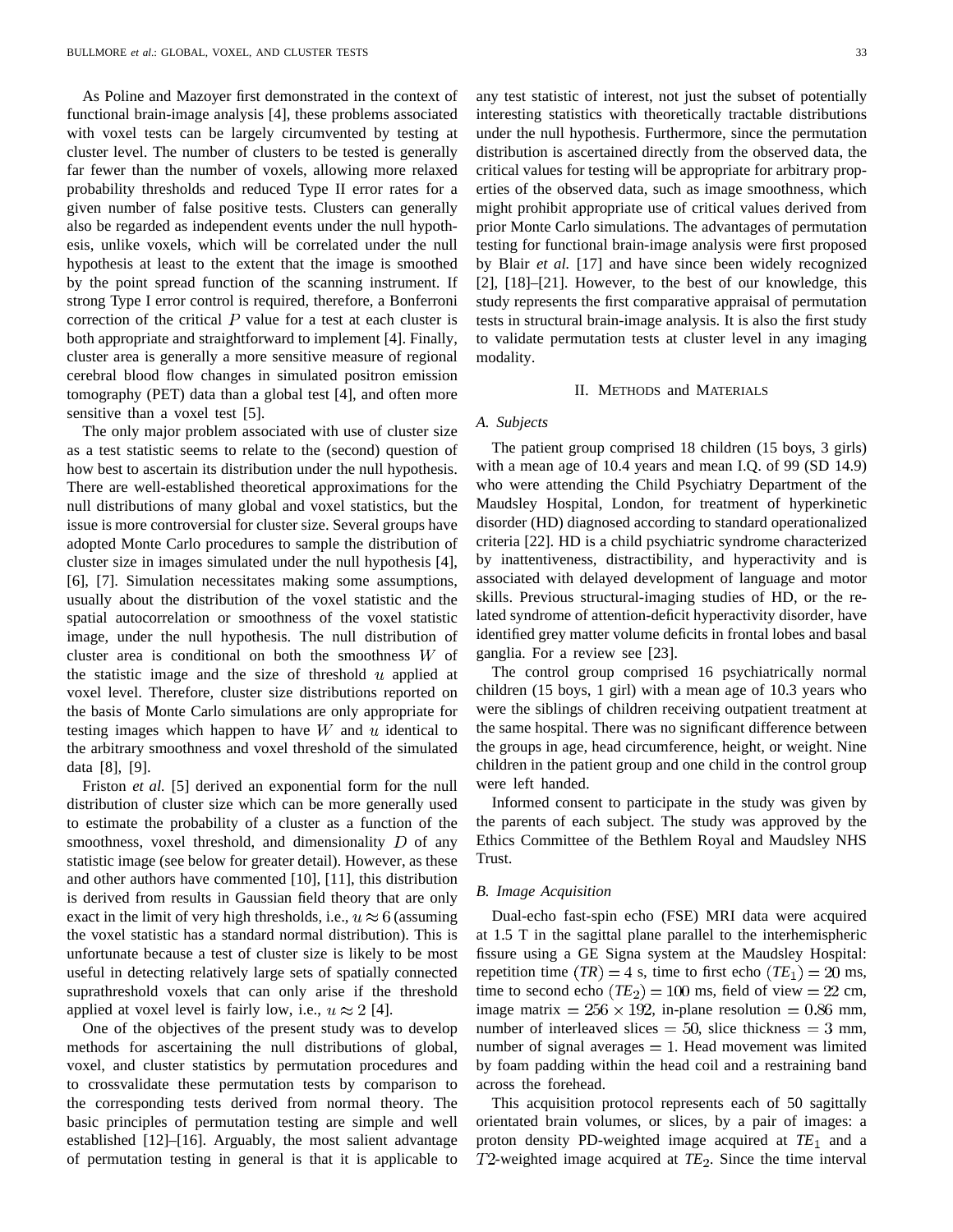As Poline and Mazoyer first demonstrated in the context of functional brain-image analysis [4], these problems associated with voxel tests can be largely circumvented by testing at cluster level. The number of clusters to be tested is generally far fewer than the number of voxels, allowing more relaxed probability thresholds and reduced Type II error rates for a given number of false positive tests. Clusters can generally also be regarded as independent events under the null hypothesis, unlike voxels, which will be correlated under the null hypothesis at least to the extent that the image is smoothed by the point spread function of the scanning instrument. If strong Type I error control is required, therefore, a Bonferroni correction of the critical $P$ value for a test at each cluster is both appropriate and straightforward to implement [4]. Finally, cluster area is generally a more sensitive measure of regional cerebral blood flow changes in simulated positron emission tomography (PET) data than a global test [4], and often more sensitive than a voxel test [5].

The only major problem associated with use of cluster size as a test statistic seems to relate to the (second) question of how best to ascertain its distribution under the null hypothesis. There are well-established theoretical approximations for the null distributions of many global and voxel statistics, but the issue is more controversial for cluster size. Several groups have adopted Monte Carlo procedures to sample the distribution of cluster size in images simulated under the null hypothesis [4], [6], [7]. Simulation necessitates making some assumptions, usually about the distribution of the voxel statistic and the spatial autocorrelation or smoothness of the voxel statistic image, under the null hypothesis. The null distribution of cluster area is conditional on both the smoothness $W$ of the statistic image and the size of threshold $u$ applied at voxel level. Therefore, cluster size distributions reported on the basis of Monte Carlo simulations are only appropriate for testing images which happen to have $W$ and $u$ identical to the arbitrary smoothness and voxel threshold of the simulated data [8], [9].

Friston *et al.* [5] derived an exponential form for the null distribution of cluster size which can be more generally used to estimate the probability of a cluster as a function of the smoothness, voxel threshold, and dimensionality $D$ of any statistic image (see below for greater detail). However, as these and other authors have commented [10], [11], this distribution is derived from results in Gaussian field theory that are only exact in the limit of very high thresholds, i.e., $u \approx 6$ (assuming the voxel statistic has a standard normal distribution). This is unfortunate because a test of cluster size is likely to be most useful in detecting relatively large sets of spatially connected suprathreshold voxels that can only arise if the threshold applied at voxel level is fairly low, i.e., $u \approx 2$ [4].

One of the objectives of the present study was to develop methods for ascertaining the null distributions of global, voxel, and cluster statistics by permutation procedures and to crossvalidate these permutation tests by comparison to the corresponding tests derived from normal theory. The basic principles of permutation testing are simple and well established [12]–[16]. Arguably, the most salient advantage of permutation testing in general is that it is applicable to any test statistic of interest, not just the subset of potentially interesting statistics with theoretically tractable distributions under the null hypothesis. Furthermore, since the permutation distribution is ascertained directly from the observed data, the critical values for testing will be appropriate for arbitrary properties of the observed data, such as image smoothness, which might prohibit appropriate use of critical values derived from prior Monte Carlo simulations. The advantages of permutation testing for functional brain-image analysis were first proposed by Blair *et al.* [17] and have since been widely recognized [2], [18]–[21]. However, to the best of our knowledge, this study represents the first comparative appraisal of permutation tests in structural brain-image analysis. It is also the first study to validate permutation tests at cluster level in any imaging modality.

## II. Methods and Materials

### A. Subjects

The patient group comprised 18 children (15 boys, 3 girls) with a mean age of 10.4 years and mean I.Q. of 99 (SD 14.9) who were attending the Child Psychiatry Department of the Maudsley Hospital, London, for treatment of hyperkinetic disorder (HD) diagnosed according to standard operationalized criteria [22]. HD is a child psychiatric syndrome characterized by inattentiveness, distractibility, and hyperactivity and is associated with delayed development of language and motor skills. Previous structural-imaging studies of HD, or the related syndrome of attention-deficit hyperactivity disorder, have identified grey matter volume deficits in frontal lobes and basal ganglia. For a review see [23].

The control group comprised 16 psychiatrically normal children (15 boys, 1 girl) with a mean age of 10.3 years who were the siblings of children receiving outpatient treatment at the same hospital. There was no significant difference between the groups in age, head circumference, height, or weight. Nine children in the patient group and one child in the control group were left handed.

Informed consent to participate in the study was given by the parents of each subject. The study was approved by the Ethics Committee of the Bethlem Royal and Maudsley NHS Trust.

### B. Image Acquisition

Dual-echo fast-spin echo (FSE) MRI data were acquired at 1.5 T in the sagittal plane parallel to the interhemispheric fissure using a GE Signa system at the Maudsley Hospital: repetition time $(TR) = 4$ s, time to first echo $(TE_1) = 20$ ms, time to second echo $(TE_2) = 100$ ms, field of view $= 22$ cm, image matrix $= 256 \times 192$, in-plane resolution $= 0.86$ mm, number of interleaved slices $= 50$, slice thickness $= 3$ mm, number of signal averages $= 1$. Head movement was limited by foam padding within the head coil and a restraining band across the forehead.

This acquisition protocol represents each of 50 sagittally orientated brain volumes, or slices, by a pair of images: a proton density PD-weighted image acquired at $TE_1$ and a $T2$-weighted image acquired at $TE_2$. Since the time interval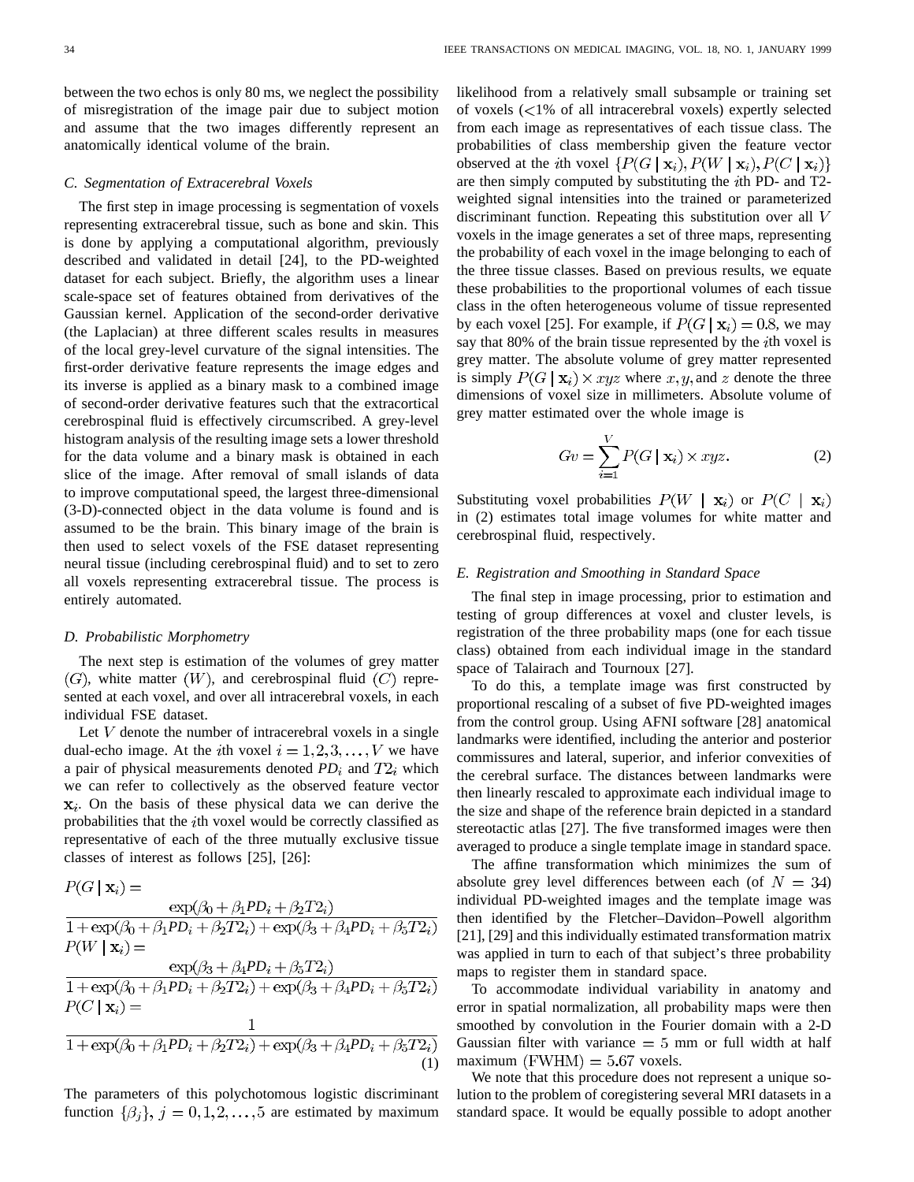between the two echos is only 80 ms, we neglect the possibility of misregistration of the image pair due to subject motion and assume that the two images differently represent an anatomically identical volume of the brain.

### C. Segmentation of Extracerebral Voxels

The first step in image processing is segmentation of voxels representing extracerebral tissue, such as bone and skin. This is done by applying a computational algorithm, previously described and validated in detail [24], to the PD-weighted dataset for each subject. Briefly, the algorithm uses a linear scale-space set of features obtained from derivatives of the Gaussian kernel. Application of the second-order derivative (the Laplacian) at three different scales results in measures of the local grey-level curvature of the signal intensities. The first-order derivative feature represents the image edges and its inverse is applied as a binary mask to a combined image of second-order derivative features such that the extracortical cerebrospinal fluid is effectively circumscribed. A grey-level histogram analysis of the resulting image sets a lower threshold for the data volume and a binary mask is obtained in each slice of the image. After removal of small islands of data to improve computational speed, the largest three-dimensional (3-D)-connected object in the data volume is found and is assumed to be the brain. This binary image of the brain is then used to select voxels of the FSE dataset representing neural tissue (including cerebrospinal fluid) and to set to zero all voxels representing extracerebral tissue. The process is entirely automated.

### D. Probabilistic Morphometry

The next step is estimation of the volumes of grey matter $(G)$, white matter $(W)$, and cerebrospinal fluid $(C)$ represented at each voxel, and over all intracerebral voxels, in each individual FSE dataset.

Let $V$ denote the number of intracerebral voxels in a single dual-echo image. At the $i$th voxel $i = 1, 2, 3, \ldots, V$ we have a pair of physical measurements denoted $PD_i$ and $T2_i$ which we can refer to collectively as the observed feature vector $\mathbf{x}_i$. On the basis of these physical data we can derive the probabilities that the $i$th voxel would be correctly classified as representative of each of the three mutually exclusive tissue classes of interest as follows [25], [26]:

$$P(G \mid \mathbf{x}_i) = \frac{\exp(\beta_0 + \beta_1 PD_i + \beta_2 T2_i)}{1 + \exp(\beta_0 + \beta_1 PD_i + \beta_2 T2_i) + \exp(\beta_3 + \beta_4 PD_i + \beta_5 T2_i)}$$

$$P(W \mid \mathbf{x}_i) = \frac{\exp(\beta_3 + \beta_4 PD_i + \beta_5 T2_i)}{1 + \exp(\beta_0 + \beta_1 PD_i + \beta_2 T2_i) + \exp(\beta_3 + \beta_4 PD_i + \beta_5 T2_i)}$$

$$P(C \mid \mathbf{x}_i) = \frac{1}{1 + \exp(\beta_0 + \beta_1 PD_i + \beta_2 T2_i) + \exp(\beta_3 + \beta_4 PD_i + \beta_5 T2_i)} \tag{1}$$

The parameters of this polychotomous logistic discriminant function $\{\beta_j\}$, $j = 0, 1, 2, \ldots, 5$ are estimated by maximum likelihood from a relatively small subsample or training set of voxels (<1% of all intracerebral voxels) expertly selected from each image as representatives of each tissue class. The probabilities of class membership given the feature vector observed at the $i$th voxel $\{P(G \mid \mathbf{x}_i), P(W \mid \mathbf{x}_i), P(C \mid \mathbf{x}_i)\}$ are then simply computed by substituting the $i$th PD- and T2-weighted signal intensities into the trained or parameterized discriminant function. Repeating this substitution over all $V$ voxels in the image generates a set of three maps, representing the probability of each voxel in the image belonging to each of the three tissue classes. Based on previous results, we equate these probabilities to the proportional volumes of each tissue class in the often heterogeneous volume of tissue represented by each voxel [25]. For example, if $P(G \mid \mathbf{x}_i) = 0.8$, we may say that 80% of the brain tissue represented by the $i$th voxel is grey matter. The absolute volume of grey matter represented is simply $P(G \mid \mathbf{x}_i) \times xyz$ where $x, y,$ and $z$ denote the three dimensions of voxel size in millimeters. Absolute volume of grey matter estimated over the whole image is

$$Gv = \sum_{i=1}^{V} P(G \mid \mathbf{x}_i) \times xyz. \tag{2}$$

Substituting voxel probabilities $P(W \mid \mathbf{x}_i)$ or $P(C \mid \mathbf{x}_i)$ in (2) estimates total image volumes for white matter and cerebrospinal fluid, respectively.

### E. Registration and Smoothing in Standard Space

The final step in image processing, prior to estimation and testing of group differences at voxel and cluster levels, is registration of the three probability maps (one for each tissue class) obtained from each individual image in the standard space of Talairach and Tournoux [27].

To do this, a template image was first constructed by proportional rescaling of a subset of five PD-weighted images from the control group. Using AFNI software [28] anatomical landmarks were identified, including the anterior and posterior commissures and lateral, superior, and inferior convexities of the cerebral surface. The distances between landmarks were then linearly rescaled to approximate each individual image to the size and shape of the reference brain depicted in a standard stereotactic atlas [27]. The five transformed images were then averaged to produce a single template image in standard space.

The affine transformation which minimizes the sum of absolute grey level differences between each (of $N = 34$) individual PD-weighted images and the template image was then identified by the Fletcher–Davidon–Powell algorithm [21], [29] and this individually estimated transformation matrix was applied in turn to each of that subject's three probability maps to register them in standard space.

To accommodate individual variability in anatomy and error in spatial normalization, all probability maps were then smoothed by convolution in the Fourier domain with a 2-D Gaussian filter with variance $= 5$ mm or full width at half maximum $(\text{FWHM}) = 5.67$ voxels.

We note that this procedure does not represent a unique solution to the problem of coregistering several MRI datasets in a standard space. It would be equally possible to adopt another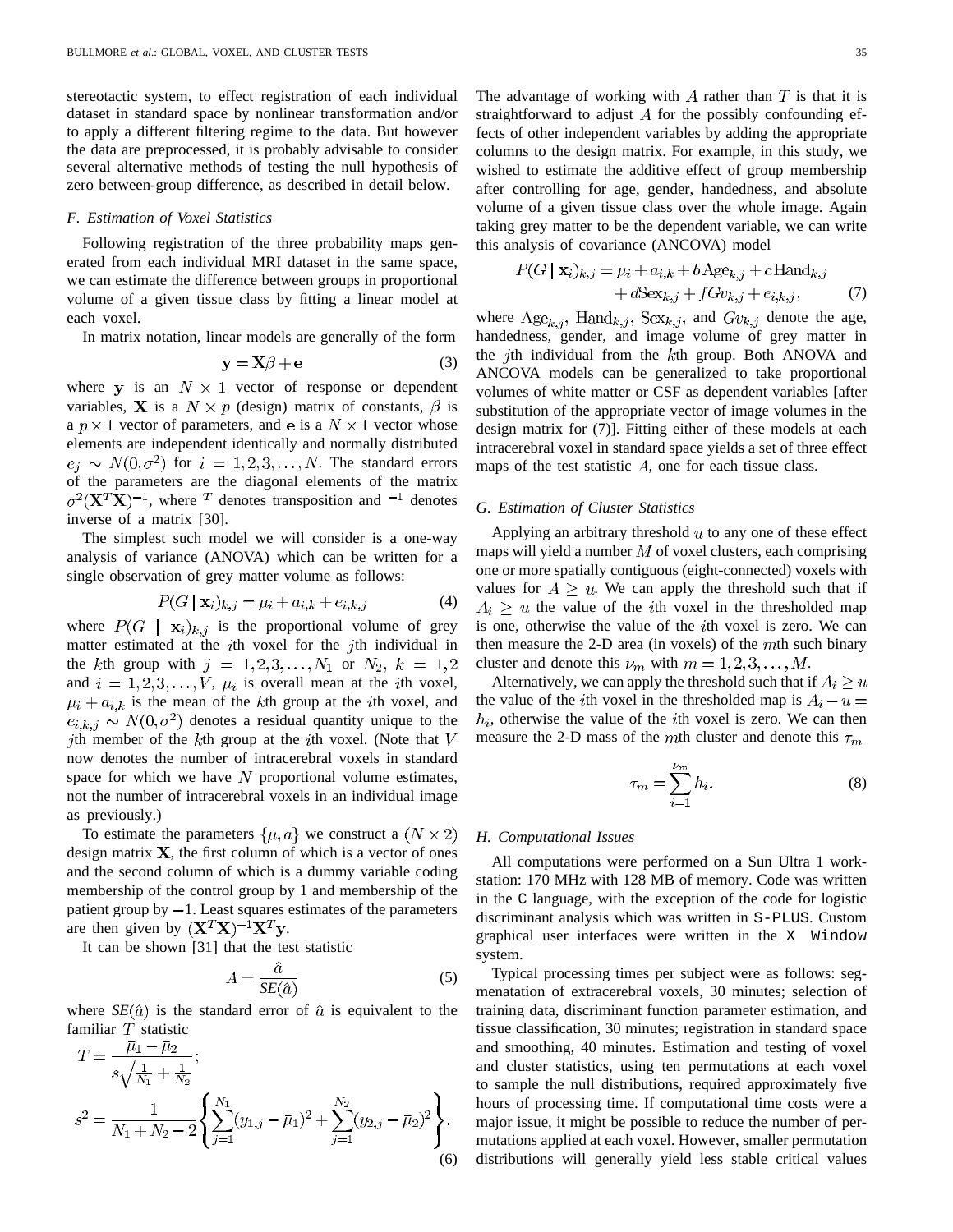stereotactic system, to effect registration of each individual dataset in standard space by nonlinear transformation and/or to apply a different filtering regime to the data. But however the data are preprocessed, it is probably advisable to consider several alternative methods of testing the null hypothesis of zero between-group difference, as described in detail below.

### *F. Estimation of Voxel Statistics*

Following registration of the three probability maps generated from each individual MRI dataset in the same space, we can estimate the difference between groups in proportional volume of a given tissue class by fitting a linear model at each voxel.

In matrix notation, linear models are generally of the form

$$\mathbf{y} = \mathbf{X}\beta + \mathbf{e} \tag{3}$$

where $\mathbf{y}$ is an $N \times 1$ vector of response or dependent variables, $\mathbf{X}$ is a $N \times p$ (design) matrix of constants, $\beta$ is a $p \times 1$ vector of parameters, and $\mathbf{e}$ is a $N \times 1$ vector whose elements are independent identically and normally distributed $e_j \sim N(0, \sigma^2)$ for $i = 1, 2, 3, \ldots, N$. The standard errors of the parameters are the diagonal elements of the matrix $\sigma^2(\mathbf{X}^T\mathbf{X})^{-1}$, where $^T$ denotes transposition and $^{-1}$ denotes inverse of a matrix [30].

The simplest such model we will consider is a one-way analysis of variance (ANOVA) which can be written for a single observation of grey matter volume as follows:

$$P(G \,|\, \mathbf{x}_i)_{k,j} = \mu_i + a_{i,k} + e_{i,k,j} \tag{4}$$

where $P(G \,|\, \mathbf{x}_i)_{k,j}$ is the proportional volume of grey matter estimated at the $i$th voxel for the $j$th individual in the $k$th group with $j = 1, 2, 3, \ldots, N_1$ or $N_2$, $k = 1, 2$ and $i = 1, 2, 3, \ldots, V$, $\mu_i$ is overall mean at the $i$th voxel, $\mu_i + a_{i,k}$ is the mean of the $k$th group at the $i$th voxel, and $e_{i,k,j} \sim N(0, \sigma^2)$ denotes a residual quantity unique to the $j$th member of the $k$th group at the $i$th voxel. (Note that $V$ now denotes the number of intracerebral voxels in standard space for which we have $N$ proportional volume estimates, not the number of intracerebral voxels in an individual image as previously.)

To estimate the parameters $\{\mu, a\}$ we construct a $(N \times 2)$ design matrix $\mathbf{X}$, the first column of which is a vector of ones and the second column of which is a dummy variable coding membership of the control group by 1 and membership of the patient group by $-1$. Least squares estimates of the parameters are then given by $(\mathbf{X}^T\mathbf{X})^{-1}\mathbf{X}^T\mathbf{y}$.

It can be shown [31] that the test statistic

$$A = \frac{\hat{a}}{SE(\hat{a})} \tag{5}$$

where $SE(\hat{a})$ is the standard error of $\hat{a}$ is equivalent to the familiar $T$ statistic

$$T = \frac{\bar{\mu}_1 - \bar{\mu}_2}{s\sqrt{\frac{1}{N_1} + \frac{1}{N_2}}};$$

$$s^2 = \frac{1}{N_1 + N_2 - 2}\left\{\sum_{j=1}^{N_1}(y_{1,j} - \bar{\mu}_1)^2 + \sum_{j=1}^{N_2}(y_{2,j} - \bar{\mu}_2)^2\right\}. \tag{6}$$

The advantage of working with $A$ rather than $T$ is that it is straightforward to adjust $A$ for the possibly confounding effects of other independent variables by adding the appropriate columns to the design matrix. For example, in this study, we wished to estimate the additive effect of group membership after controlling for age, gender, handedness, and absolute volume of a given tissue class over the whole image. Again taking grey matter to be the dependent variable, we can write this analysis of covariance (ANCOVA) model

$$\begin{aligned} P(G \,|\, \mathbf{x}_i)_{k,j} = \mu_i + a_{i,k} + b\,\mathrm{Age}_{k,j} + c\,\mathrm{Hand}_{k,j} \\ + d\mathrm{Sex}_{k,j} + fGv_{k,j} + e_{i,k,j}, \end{aligned} \tag{7}$$

where $\mathrm{Age}_{k,j}$, $\mathrm{Hand}_{k,j}$, $\mathrm{Sex}_{k,j}$, and $Gv_{k,j}$ denote the age, handedness, gender, and image volume of grey matter in the $j$th individual from the $k$th group. Both ANOVA and ANCOVA models can be generalized to take proportional volumes of white matter or CSF as dependent variables [after substitution of the appropriate vector of image volumes in the design matrix for (7)]. Fitting either of these models at each intracerebral voxel in standard space yields a set of three effect maps of the test statistic $A$, one for each tissue class.

### *G. Estimation of Cluster Statistics*

Applying an arbitrary threshold $u$ to any one of these effect maps will yield a number $M$ of voxel clusters, each comprising one or more spatially contiguous (eight-connected) voxels with values for $A \geq u$. We can apply the threshold such that if $A_i \geq u$ the value of the $i$th voxel in the thresholded map is one, otherwise the value of the $i$th voxel is zero. We can then measure the 2-D area (in voxels) of the $m$th such binary cluster and denote this $\nu_m$ with $m = 1, 2, 3, \ldots, M$.

Alternatively, we can apply the threshold such that if $A_i \geq u$ the value of the $i$th voxel in the thresholded map is $A_i - u = h_i$, otherwise the value of the $i$th voxel is zero. We can then measure the 2-D mass of the $m$th cluster and denote this $\tau_m$

$$\tau_m = \sum_{i=1}^{\nu_m} h_i. \tag{8}$$

### *H. Computational Issues*

All computations were performed on a Sun Ultra 1 workstation: 170 MHz with 128 MB of memory. Code was written in the `C` language, with the exception of the code for logistic discriminant analysis which was written in `S-PLUS`. Custom graphical user interfaces were written in the `X Window` system.

Typical processing times per subject were as follows: segmenatation of extracerebral voxels, 30 minutes; selection of training data, discriminant function parameter estimation, and tissue classification, 30 minutes; registration in standard space and smoothing, 40 minutes. Estimation and testing of voxel and cluster statistics, using ten permutations at each voxel to sample the null distributions, required approximately five hours of processing time. If computational time costs were a major issue, it might be possible to reduce the number of permutations applied at each voxel. However, smaller permutation distributions will generally yield less stable critical values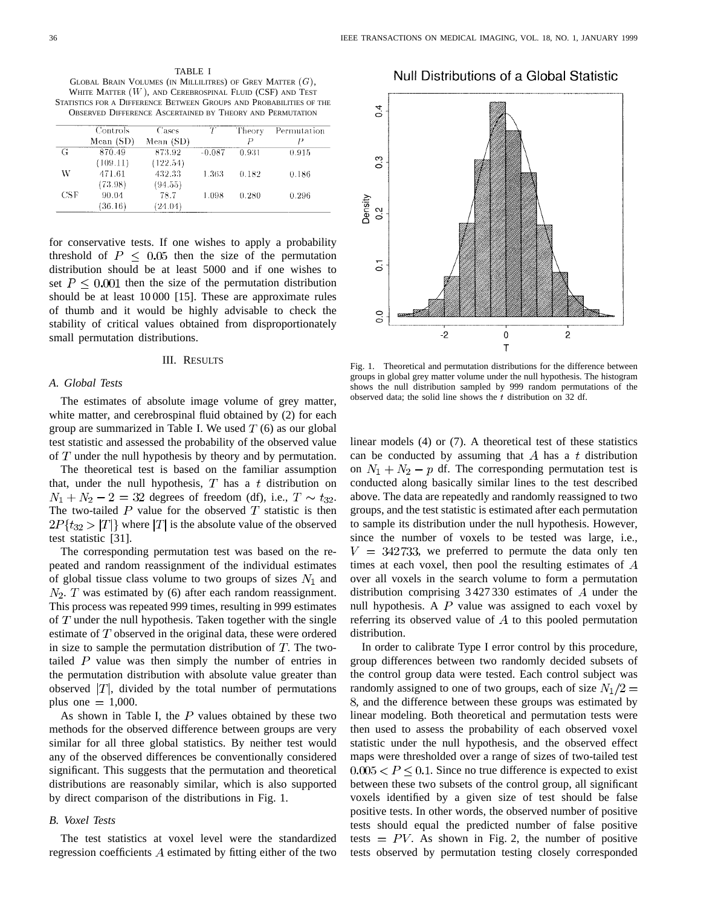TABLE I
GLOBAL BRAIN VOLUMES (IN MILLILITRES) OF GREY MATTER ($G$), WHITE MATTER ($W$), AND CEREBROSPINAL FLUID (CSF) AND TEST STATISTICS FOR A DIFFERENCE BETWEEN GROUPS AND PROBABILITIES OF THE OBSERVED DIFFERENCE ASCERTAINED BY THEORY AND PERMUTATION

| | Controls Mean (SD) | Cases Mean (SD) | $T$ | Theory $P$ | Permutation $P$ |
|---|---|---|---|---|---|
| G | 870.49 (109.11) | 873.92 (122.54) | -0.087 | 0.931 | 0.915 |
| W | 471.61 (73.98) | 432.33 (94.55) | 1.363 | 0.182 | 0.186 |
| CSF | 90.04 (36.16) | 78.7 (24.04) | 1.098 | 0.280 | 0.296 |

for conservative tests. If one wishes to apply a probability threshold of $P \leq 0.05$ then the size of the permutation distribution should be at least 5000 and if one wishes to set $P \leq 0.001$ then the size of the permutation distribution should be at least 10 000 [15]. These are approximate rules of thumb and it would be highly advisable to check the stability of critical values obtained from disproportionately small permutation distributions.

## III. RESULTS

### A. Global Tests

The estimates of absolute image volume of grey matter, white matter, and cerebrospinal fluid obtained by (2) for each group are summarized in Table I. We used $T$ (6) as our global test statistic and assessed the probability of the observed value of $T$ under the null hypothesis by theory and by permutation.

The theoretical test is based on the familiar assumption that, under the null hypothesis, $T$ has a $t$ distribution on $N_1 + N_2 - 2 = 32$ degrees of freedom (df), i.e., $T \sim t_{32}$. The two-tailed $P$ value for the observed $T$ statistic is then $2P\{t_{32} > |T|\}$ where $|T|$ is the absolute value of the observed test statistic [31].

The corresponding permutation test was based on the repeated and random reassignment of the individual estimates of global tissue class volume to two groups of sizes $N_1$ and $N_2$. $T$ was estimated by (6) after each random reassignment. This process was repeated 999 times, resulting in 999 estimates of $T$ under the null hypothesis. Taken together with the single estimate of $T$ observed in the original data, these were ordered in size to sample the permutation distribution of $T$. The two-tailed $P$ value was then simply the number of entries in the permutation distribution with absolute value greater than observed $|T|$, divided by the total number of permutations plus one = 1,000.

As shown in Table I, the $P$ values obtained by these two methods for the observed difference between groups are very similar for all three global statistics. By neither test would any of the observed differences be conventionally considered significant. This suggests that the permutation and theoretical distributions are reasonably similar, which is also supported by direct comparison of the distributions in Fig. 1.

### B. Voxel Tests

The test statistics at voxel level were the standardized regression coefficients $A$ estimated by fitting either of the two linear models (4) or (7). A theoretical test of these statistics can be conducted by assuming that $A$ has a $t$ distribution on $N_1 + N_2 - p$ df. The corresponding permutation test is conducted along basically similar lines to the test described above. The data are repeatedly and randomly reassigned to two groups, and the test statistic is estimated after each permutation to sample its distribution under the null hypothesis. However, since the number of voxels to be tested was large, i.e., $V = 342733$, we preferred to permute the data only ten times at each voxel, then pool the resulting estimates of $A$ over all voxels in the search volume to form a permutation distribution comprising 3 427 330 estimates of $A$ under the null hypothesis. A $P$ value was assigned to each voxel by referring its observed value of $A$ to this pooled permutation distribution.

In order to calibrate Type I error control by this procedure, group differences between two randomly decided subsets of the control group data were tested. Each control subject was randomly assigned to one of two groups, each of size $N_1/2 = 8$, and the difference between these groups was estimated by linear modeling. Both theoretical and permutation tests were then used to assess the probability of each observed voxel statistic under the null hypothesis, and the observed effect maps were thresholded over a range of sizes of two-tailed test $0.005 < P \leq 0.1$. Since no true difference is expected to exist between these two subsets of the control group, all significant voxels identified by a given size of test should be false positive tests. In other words, the observed number of positive tests should equal the predicted number of false positive tests $= PV$. As shown in Fig. 2, the number of positive tests observed by permutation testing closely corresponded

Fig. 1. Theoretical and permutation distributions for the difference between groups in global grey matter volume under the null hypothesis. The histogram shows the null distribution sampled by 999 random permutations of the observed data; the solid line shows the $t$ distribution on 32 df.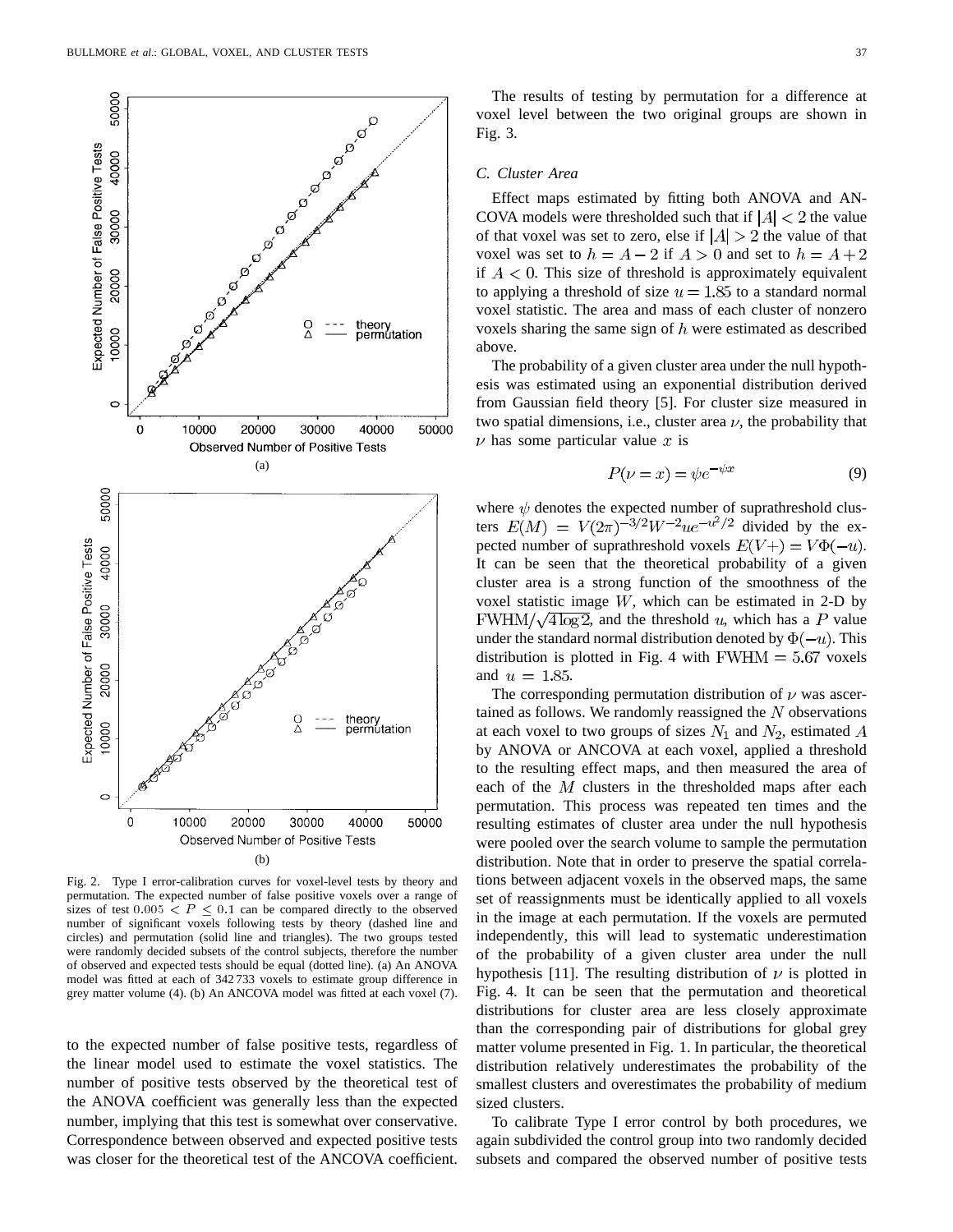Fig. 2. Type I error-calibration curves for voxel-level tests by theory and permutation. The expected number of false positive voxels over a range of sizes of test $0.005 < P \leq 0.1$ can be compared directly to the observed number of significant voxels following tests by theory (dashed line and circles) and permutation (solid line and triangles). The two groups tested were randomly decided subsets of the control subjects, therefore the number of observed and expected tests should be equal (dotted line). (a) An ANOVA model was fitted at each of 342 733 voxels to estimate group difference in grey matter volume (4). (b) An ANCOVA model was fitted at each voxel (7).

to the expected number of false positive tests, regardless of the linear model used to estimate the voxel statistics. The number of positive tests observed by the theoretical test of the ANOVA coefficient was generally less than the expected number, implying that this test is somewhat over conservative. Correspondence between observed and expected positive tests was closer for the theoretical test of the ANCOVA coefficient.

The results of testing by permutation for a difference at voxel level between the two original groups are shown in Fig. 3.

### C. Cluster Area

Effect maps estimated by fitting both ANOVA and ANCOVA models were thresholded such that if $|A| < 2$ the value of that voxel was set to zero, else if $|A| > 2$ the value of that voxel was set to $h = A - 2$ if $A > 0$ and set to $h = A + 2$ if $A < 0$. This size of threshold is approximately equivalent to applying a threshold of size $u = 1.85$ to a standard normal voxel statistic. The area and mass of each cluster of nonzero voxels sharing the same sign of $h$ were estimated as described above.

The probability of a given cluster area under the null hypothesis was estimated using an exponential distribution derived from Gaussian field theory [5]. For cluster size measured in two spatial dimensions, i.e., cluster area $\nu$, the probability that $\nu$ has some particular value $x$ is

$$P(\nu = x) = \psi e^{-\psi x} \tag{9}$$

where $\psi$ denotes the expected number of suprathreshold clusters $E(M) = V(2\pi)^{-3/2}W^{-2}ue^{-u^2/2}$ divided by the expected number of suprathreshold voxels $E(V+) = V\Phi(-u)$. It can be seen that the theoretical probability of a given cluster area is a strong function of the smoothness of the voxel statistic image $W$, which can be estimated in 2-D by $\text{FWHM}/\sqrt{4\log 2}$, and the threshold $u$, which has a $P$ value under the standard normal distribution denoted by $\Phi(-u)$. This distribution is plotted in Fig. 4 with $\text{FWHM} = 5.67$ voxels and $u = 1.85$.

The corresponding permutation distribution of $\nu$ was ascertained as follows. We randomly reassigned the $N$ observations at each voxel to two groups of sizes $N_1$ and $N_2$, estimated $A$ by ANOVA or ANCOVA at each voxel, applied a threshold to the resulting effect maps, and then measured the area of each of the $M$ clusters in the thresholded maps after each permutation. This process was repeated ten times and the resulting estimates of cluster area under the null hypothesis were pooled over the search volume to sample the permutation distribution. Note that in order to preserve the spatial correlations between adjacent voxels in the observed maps, the same set of reassignments must be identically applied to all voxels in the image at each permutation. If the voxels are permuted independently, this will lead to systematic underestimation of the probability of a given cluster area under the null hypothesis [11]. The resulting distribution of $\nu$ is plotted in Fig. 4. It can be seen that the permutation and theoretical distributions for cluster area are less closely approximate than the corresponding pair of distributions for global grey matter volume presented in Fig. 1. In particular, the theoretical distribution relatively underestimates the probability of the smallest clusters and overestimates the probability of medium sized clusters.

To calibrate Type I error control by both procedures, we again subdivided the control group into two randomly decided subsets and compared the observed number of positive tests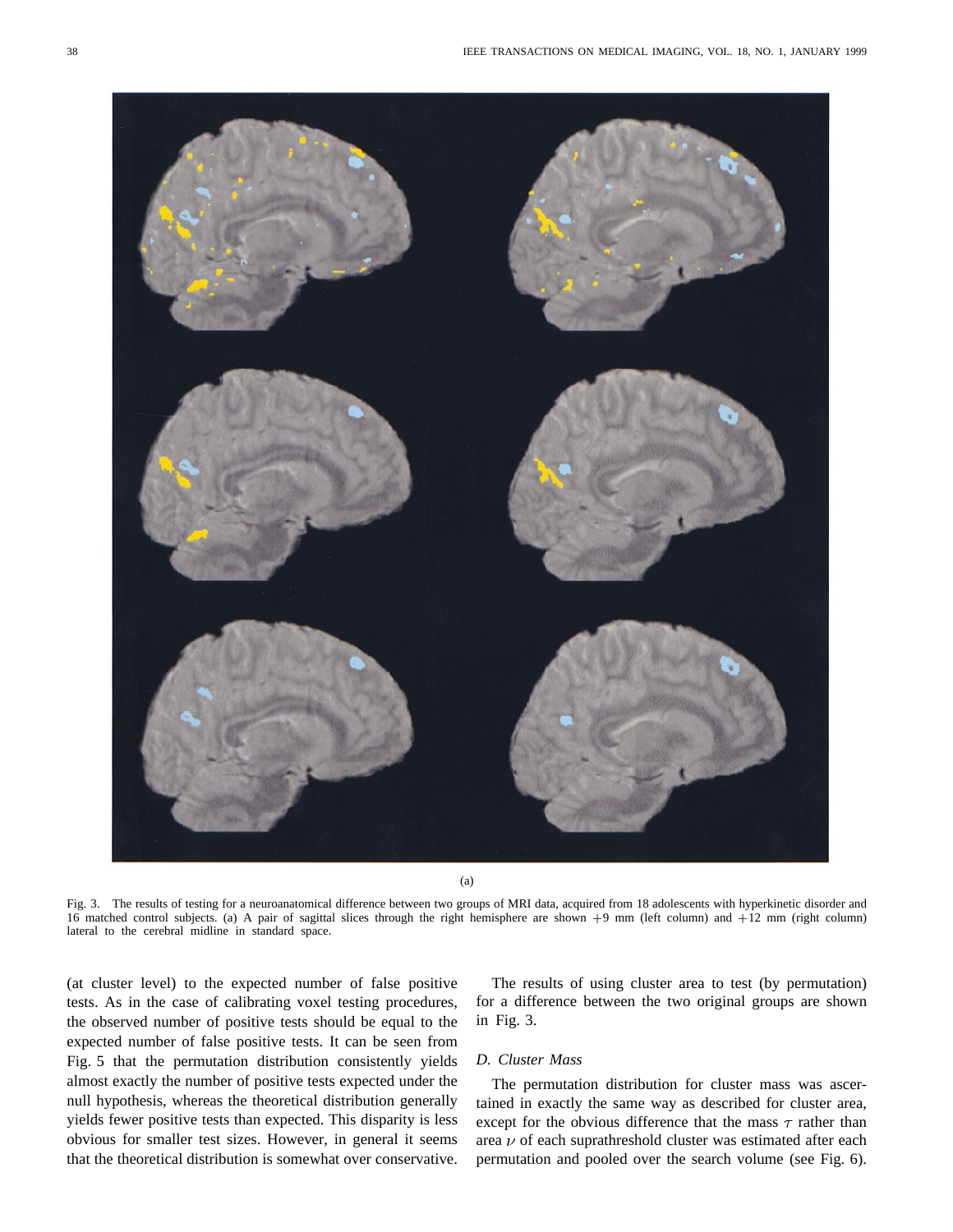(a)

Fig. 3. The results of testing for a neuroanatomical difference between two groups of MRI data, acquired from 18 adolescents with hyperkinetic disorder and 16 matched control subjects. (a) A pair of sagittal slices through the right hemisphere are shown +9 mm (left column) and +12 mm (right column) lateral to the cerebral midline in standard space.

(at cluster level) to the expected number of false positive tests. As in the case of calibrating voxel testing procedures, the observed number of positive tests should be equal to the expected number of false positive tests. It can be seen from Fig. 5 that the permutation distribution consistently yields almost exactly the number of positive tests expected under the null hypothesis, whereas the theoretical distribution generally yields fewer positive tests than expected. This disparity is less obvious for smaller test sizes. However, in general it seems that the theoretical distribution is somewhat over conservative.

The results of using cluster area to test (by permutation) for a difference between the two original groups are shown in Fig. 3.

### D. Cluster Mass

The permutation distribution for cluster mass was ascertained in exactly the same way as described for cluster area, except for the obvious difference that the mass $\tau$ rather than area $\nu$ of each suprathreshold cluster was estimated after each permutation and pooled over the search volume (see Fig. 6).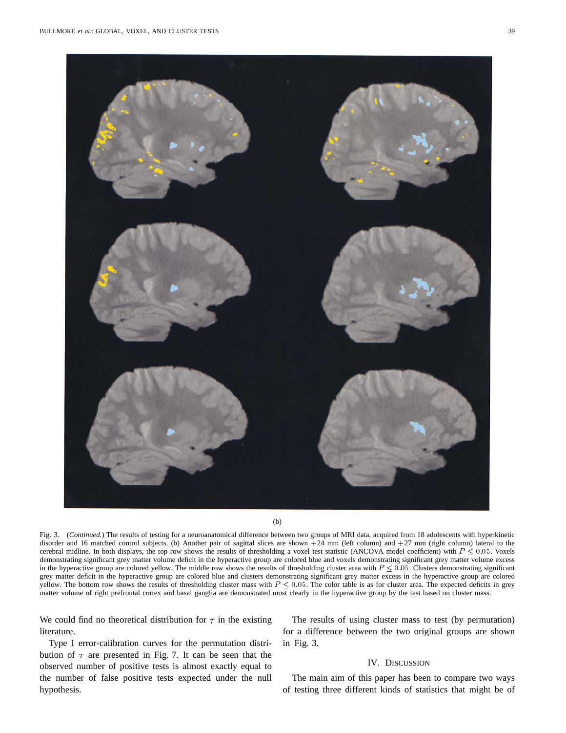(b)

Fig. 3. (*Continued.*) The results of testing for a neuroanatomical difference between two groups of MRI data, acquired from 18 adolescents with hyperkinetic disorder and 16 matched control subjects. (b) Another pair of sagittal slices are shown +24 mm (left column) and +27 mm (right column) lateral to the cerebral midline. In both displays, the top row shows the results of thresholding a voxel test statistic (ANCOVA model coefficient) with $P \leq 0.05$. Voxels demonstrating significant grey matter volume deficit in the hyperactive group are colored blue and voxels demonstrating significant grey matter volume excess in the hyperactive group are colored yellow. The middle row shows the results of thresholding cluster area with $P \leq 0.05$. Clusters demonstrating significant grey matter deficit in the hyperactive group are colored blue and clusters demonstrating significant grey matter excess in the hyperactive group are colored yellow. The bottom row shows the results of thresholding cluster mass with $P \leq 0.05$. The color table is as for cluster area. The expected deficits in grey matter volume of right prefrontal cortex and basal ganglia are demonstrated most clearly in the hyperactive group by the test based on cluster mass.

We could find no theoretical distribution for $\tau$ in the existing literature.

Type I error-calibration curves for the permutation distribution of $\tau$ are presented in Fig. 7. It can be seen that the observed number of positive tests is almost exactly equal to the number of false positive tests expected under the null hypothesis.

The results of using cluster mass to test (by permutation) for a difference between the two original groups are shown in Fig. 3.

## IV. Discussion

The main aim of this paper has been to compare two ways of testing three different kinds of statistics that might be of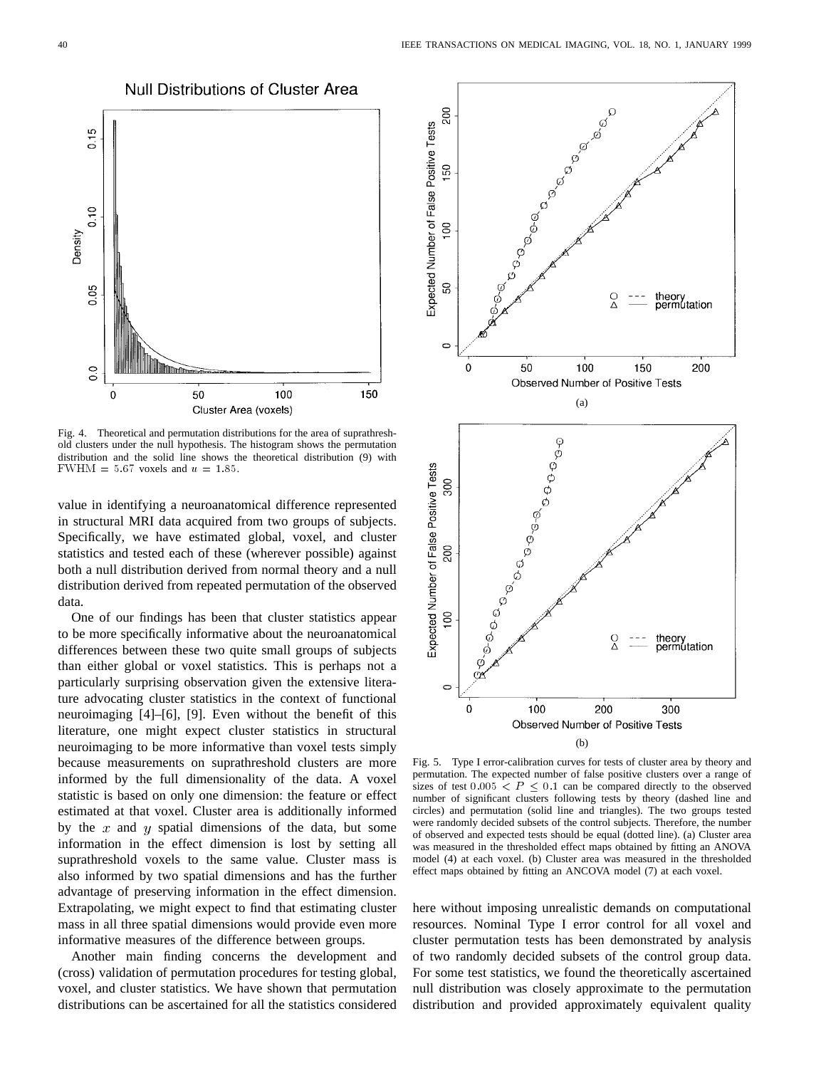Fig. 4. Theoretical and permutation distributions for the area of suprathreshold clusters under the null hypothesis. The histogram shows the permutation distribution and the solid line shows the theoretical distribution (9) with $\text{FWHM} = 5.67$ voxels and $u = 1.85$.

value in identifying a neuroanatomical difference represented in structural MRI data acquired from two groups of subjects. Specifically, we have estimated global, voxel, and cluster statistics and tested each of these (wherever possible) against both a null distribution derived from normal theory and a null distribution derived from repeated permutation of the observed data.

One of our findings has been that cluster statistics appear to be more specifically informative about the neuroanatomical differences between these two quite small groups of subjects than either global or voxel statistics. This is perhaps not a particularly surprising observation given the extensive literature advocating cluster statistics in the context of functional neuroimaging [4]–[6], [9]. Even without the benefit of this literature, one might expect cluster statistics in structural neuroimaging to be more informative than voxel tests simply because measurements on suprathreshold clusters are more informed by the full dimensionality of the data. A voxel statistic is based on only one dimension: the feature or effect estimated at that voxel. Cluster area is additionally informed by the $x$ and $y$ spatial dimensions of the data, but some information in the effect dimension is lost by setting all suprathreshold voxels to the same value. Cluster mass is also informed by two spatial dimensions and has the further advantage of preserving information in the effect dimension. Extrapolating, we might expect to find that estimating cluster mass in all three spatial dimensions would provide even more informative measures of the difference between groups.

Another main finding concerns the development and (cross) validation of permutation procedures for testing global, voxel, and cluster statistics. We have shown that permutation distributions can be ascertained for all the statistics considered here without imposing unrealistic demands on computational resources. Nominal Type I error control for all voxel and cluster permutation tests has been demonstrated by analysis of two randomly decided subsets of the control group data. For some test statistics, we found the theoretically ascertained null distribution was closely approximate to the permutation distribution and provided approximately equivalent quality

Fig. 5. Type I error-calibration curves for tests of cluster area by theory and permutation. The expected number of false positive clusters over a range of sizes of test $0.005 < P \leq 0.1$ can be compared directly to the observed number of significant clusters following tests by theory (dashed line and circles) and permutation (solid line and triangles). The two groups tested were randomly decided subsets of the control subjects. Therefore, the number of observed and expected tests should be equal (dotted line). (a) Cluster area was measured in the thresholded effect maps obtained by fitting an ANOVA model (4) at each voxel. (b) Cluster area was measured in the thresholded effect maps obtained by fitting an ANCOVA model (7) at each voxel.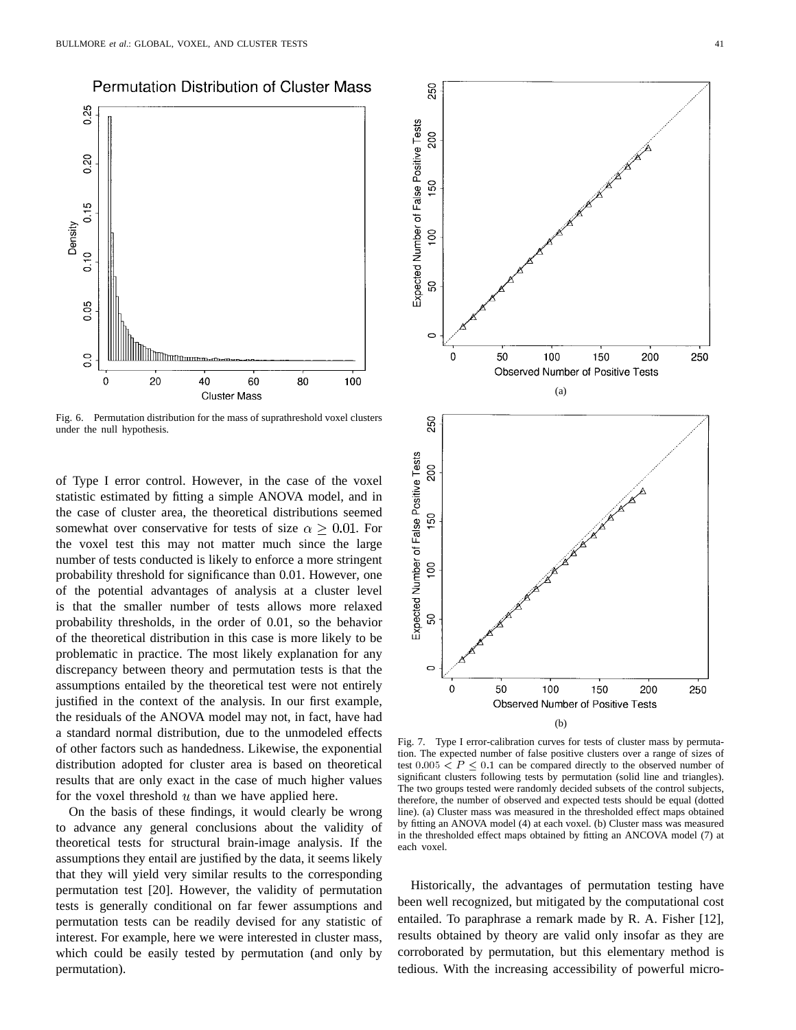Fig. 6. Permutation distribution for the mass of suprathreshold voxel clusters under the null hypothesis.

of Type I error control. However, in the case of the voxel statistic estimated by fitting a simple ANOVA model, and in the case of cluster area, the theoretical distributions seemed somewhat over conservative for tests of size $\alpha \geq 0.01$. For the voxel test this may not matter much since the large number of tests conducted is likely to enforce a more stringent probability threshold for significance than 0.01. However, one of the potential advantages of analysis at a cluster level is that the smaller number of tests allows more relaxed probability thresholds, in the order of 0.01, so the behavior of the theoretical distribution in this case is more likely to be problematic in practice. The most likely explanation for any discrepancy between theory and permutation tests is that the assumptions entailed by the theoretical test were not entirely justified in the context of the analysis. In our first example, the residuals of the ANOVA model may not, in fact, have had a standard normal distribution, due to the unmodeled effects of other factors such as handedness. Likewise, the exponential distribution adopted for cluster area is based on theoretical results that are only exact in the case of much higher values for the voxel threshold $u$ than we have applied here.

On the basis of these findings, it would clearly be wrong to advance any general conclusions about the validity of theoretical tests for structural brain-image analysis. If the assumptions they entail are justified by the data, it seems likely that they will yield very similar results to the corresponding permutation test [20]. However, the validity of permutation tests is generally conditional on far fewer assumptions and permutation tests can be readily devised for any statistic of interest. For example, here we were interested in cluster mass, which could be easily tested by permutation (and only by permutation).

Fig. 7. Type I error-calibration curves for tests of cluster mass by permutation. The expected number of false positive clusters over a range of sizes of test $0.005 < P \leq 0.1$ can be compared directly to the observed number of significant clusters following tests by permutation (solid line and triangles). The two groups tested were randomly decided subsets of the control subjects, therefore, the number of observed and expected tests should be equal (dotted line). (a) Cluster mass was measured in the thresholded effect maps obtained by fitting an ANOVA model (4) at each voxel. (b) Cluster mass was measured in the thresholded effect maps obtained by fitting an ANCOVA model (7) at each voxel.

Historically, the advantages of permutation testing have been well recognized, but mitigated by the computational cost entailed. To paraphrase a remark made by R. A. Fisher [12], results obtained by theory are valid only insofar as they are corroborated by permutation, but this elementary method is tedious. With the increasing accessibility of powerful micro-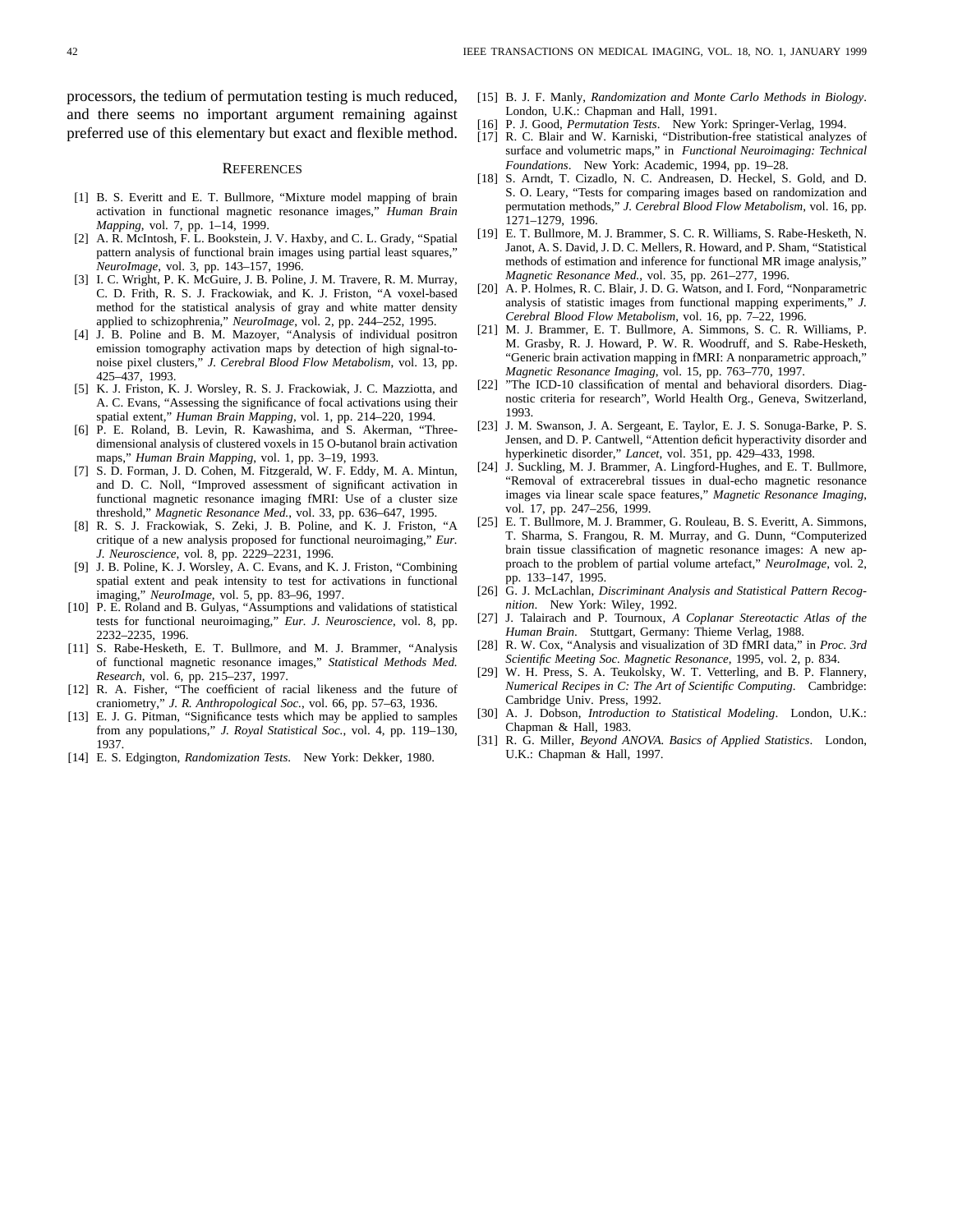processors, the tedium of permutation testing is much reduced, and there seems no important argument remaining against preferred use of this elementary but exact and flexible method.

## References

[1] B. S. Everitt and E. T. Bullmore, "Mixture model mapping of brain activation in functional magnetic resonance images," *Human Brain Mapping*, vol. 7, pp. 1–14, 1999.

[2] A. R. McIntosh, F. L. Bookstein, J. V. Haxby, and C. L. Grady, "Spatial pattern analysis of functional brain images using partial least squares," *NeuroImage*, vol. 3, pp. 143–157, 1996.

[3] I. C. Wright, P. K. McGuire, J. B. Poline, J. M. Travere, R. M. Murray, C. D. Frith, R. S. J. Frackowiak, and K. J. Friston, "A voxel-based method for the statistical analysis of gray and white matter density applied to schizophrenia," *NeuroImage*, vol. 2, pp. 244–252, 1995.

[4] J. B. Poline and B. M. Mazoyer, "Analysis of individual positron emission tomography activation maps by detection of high signal-to-noise pixel clusters," *J. Cerebral Blood Flow Metabolism*, vol. 13, pp. 425–437, 1993.

[5] K. J. Friston, K. J. Worsley, R. S. J. Frackowiak, J. C. Mazziotta, and A. C. Evans, "Assessing the significance of focal activations using their spatial extent," *Human Brain Mapping*, vol. 1, pp. 214–220, 1994.

[6] P. E. Roland, B. Levin, R. Kawashima, and S. Akerman, "Three-dimensional analysis of clustered voxels in 15 O-butanol brain activation maps," *Human Brain Mapping*, vol. 1, pp. 3–19, 1993.

[7] S. D. Forman, J. D. Cohen, M. Fitzgerald, W. F. Eddy, M. A. Mintun, and D. C. Noll, "Improved assessment of significant activation in functional magnetic resonance imaging fMRI: Use of a cluster size threshold," *Magnetic Resonance Med.*, vol. 33, pp. 636–647, 1995.

[8] R. S. J. Frackowiak, S. Zeki, J. B. Poline, and K. J. Friston, "A critique of a new analysis proposed for functional neuroimaging," *Eur. J. Neuroscience*, vol. 8, pp. 2229–2231, 1996.

[9] J. B. Poline, K. J. Worsley, A. C. Evans, and K. J. Friston, "Combining spatial extent and peak intensity to test for activations in functional imaging," *NeuroImage*, vol. 5, pp. 83–96, 1997.

[10] P. E. Roland and B. Gulyas, "Assumptions and validations of statistical tests for functional neuroimaging," *Eur. J. Neuroscience*, vol. 8, pp. 2232–2235, 1996.

[11] S. Rabe-Hesketh, E. T. Bullmore, and M. J. Brammer, "Analysis of functional magnetic resonance images," *Statistical Methods Med. Research*, vol. 6, pp. 215–237, 1997.

[12] R. A. Fisher, "The coefficient of racial likeness and the future of craniometry," *J. R. Anthropological Soc.*, vol. 66, pp. 57–63, 1936.

[13] E. J. G. Pitman, "Significance tests which may be applied to samples from any populations," *J. Royal Statistical Soc.*, vol. 4, pp. 119–130, 1937.

[14] E. S. Edgington, *Randomization Tests*. New York: Dekker, 1980.

[15] B. J. F. Manly, *Randomization and Monte Carlo Methods in Biology*. London, U.K.: Chapman and Hall, 1991.

[16] P. J. Good, *Permutation Tests*. New York: Springer-Verlag, 1994.

[17] R. C. Blair and W. Karniski, "Distribution-free statistical analyzes of surface and volumetric maps," in *Functional Neuroimaging: Technical Foundations*. New York: Academic, 1994, pp. 19–28.

[18] S. Arndt, T. Cizadlo, N. C. Andreasen, D. Heckel, S. Gold, and D. S. O. Leary, "Tests for comparing images based on randomization and permutation methods," *J. Cerebral Blood Flow Metabolism*, vol. 16, pp. 1271–1279, 1996.

[19] E. T. Bullmore, M. J. Brammer, S. C. R. Williams, S. Rabe-Hesketh, N. Janot, A. S. David, J. D. C. Mellers, R. Howard, and P. Sham, "Statistical methods of estimation and inference for functional MR image analysis," *Magnetic Resonance Med.*, vol. 35, pp. 261–277, 1996.

[20] A. P. Holmes, R. C. Blair, J. D. G. Watson, and I. Ford, "Nonparametric analysis of statistic images from functional mapping experiments," *J. Cerebral Blood Flow Metabolism*, vol. 16, pp. 7–22, 1996.

[21] M. J. Brammer, E. T. Bullmore, A. Simmons, S. C. R. Williams, P. M. Grasby, R. J. Howard, P. W. R. Woodruff, and S. Rabe-Hesketh, "Generic brain activation mapping in fMRI: A nonparametric approach," *Magnetic Resonance Imaging*, vol. 15, pp. 763–770, 1997.

[22] "The ICD-10 classification of mental and behavioral disorders. Diagnostic criteria for research", World Health Org., Geneva, Switzerland, 1993.

[23] J. M. Swanson, J. A. Sergeant, E. Taylor, E. J. S. Sonuga-Barke, P. S. Jensen, and D. P. Cantwell, "Attention deficit hyperactivity disorder and hyperkinetic disorder," *Lancet*, vol. 351, pp. 429–433, 1998.

[24] J. Suckling, M. J. Brammer, A. Lingford-Hughes, and E. T. Bullmore, "Removal of extracerebral tissues in dual-echo magnetic resonance images via linear scale space features," *Magnetic Resonance Imaging*, vol. 17, pp. 247–256, 1999.

[25] E. T. Bullmore, M. J. Brammer, G. Rouleau, B. S. Everitt, A. Simmons, T. Sharma, S. Frangou, R. M. Murray, and G. Dunn, "Computerized brain tissue classification of magnetic resonance images: A new approach to the problem of partial volume artefact," *NeuroImage*, vol. 2, pp. 133–147, 1995.

[26] G. J. McLachlan, *Discriminant Analysis and Statistical Pattern Recognition*. New York: Wiley, 1992.

[27] J. Talairach and P. Tournoux, *A Coplanar Stereotactic Atlas of the Human Brain*. Stuttgart, Germany: Thieme Verlag, 1988.

[28] R. W. Cox, "Analysis and visualization of 3D fMRI data," in *Proc. 3rd Scientific Meeting Soc. Magnetic Resonance*, 1995, vol. 2, p. 834.

[29] W. H. Press, S. A. Teukolsky, W. T. Vetterling, and B. P. Flannery, *Numerical Recipes in C: The Art of Scientific Computing*. Cambridge: Cambridge Univ. Press, 1992.

[30] A. J. Dobson, *Introduction to Statistical Modeling*. London, U.K.: Chapman & Hall, 1983.

[31] R. G. Miller, *Beyond ANOVA. Basics of Applied Statistics*. London, U.K.: Chapman & Hall, 1997.